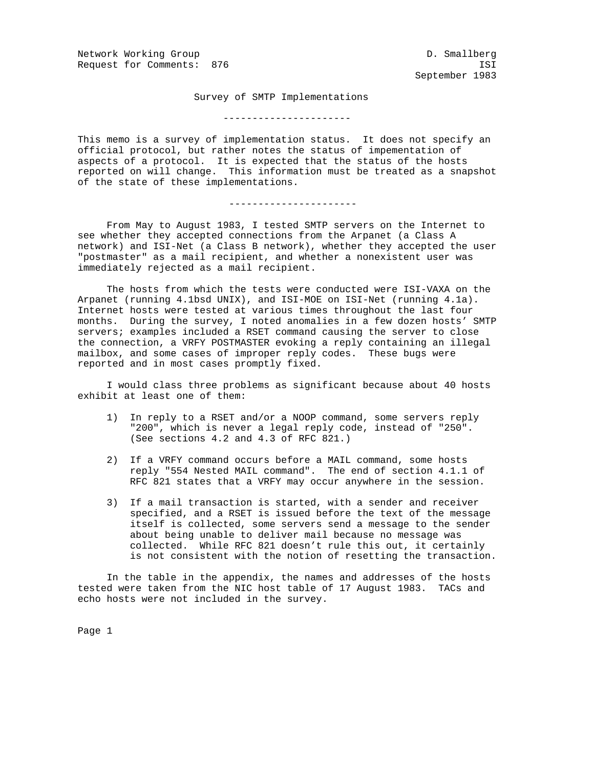Network Working Group D. Smallberg
Request for Comments: 876 ISI
September 1983

# Survey of SMTP Implementations

---

This memo is a survey of implementation status. It does not specify an official protocol, but rather notes the status of impementation of aspects of a protocol. It is expected that the status of the hosts reported on will change. This information must be treated as a snapshot of the state of these implementations.

---

From May to August 1983, I tested SMTP servers on the Internet to see whether they accepted connections from the Arpanet (a Class A network) and ISI-Net (a Class B network), whether they accepted the user "postmaster" as a mail recipient, and whether a nonexistent user was immediately rejected as a mail recipient.

The hosts from which the tests were conducted were ISI-VAXA on the Arpanet (running 4.1bsd UNIX), and ISI-MOE on ISI-Net (running 4.1a). Internet hosts were tested at various times throughout the last four months. During the survey, I noted anomalies in a few dozen hosts' SMTP servers; examples included a RSET command causing the server to close the connection, a VRFY POSTMASTER evoking a reply containing an illegal mailbox, and some cases of improper reply codes. These bugs were reported and in most cases promptly fixed.

I would class three problems as significant because about 40 hosts exhibit at least one of them:

1) In reply to a RSET and/or a NOOP command, some servers reply "200", which is never a legal reply code, instead of "250". (See sections 4.2 and 4.3 of RFC 821.)

2) If a VRFY command occurs before a MAIL command, some hosts reply "554 Nested MAIL command". The end of section 4.1.1 of RFC 821 states that a VRFY may occur anywhere in the session.

3) If a mail transaction is started, with a sender and receiver specified, and a RSET is issued before the text of the message itself is collected, some servers send a message to the sender about being unable to deliver mail because no message was collected. While RFC 821 doesn't rule this out, it certainly is not consistent with the notion of resetting the transaction.

In the table in the appendix, the names and addresses of the hosts tested were taken from the NIC host table of 17 August 1983. TACs and echo hosts were not included in the survey.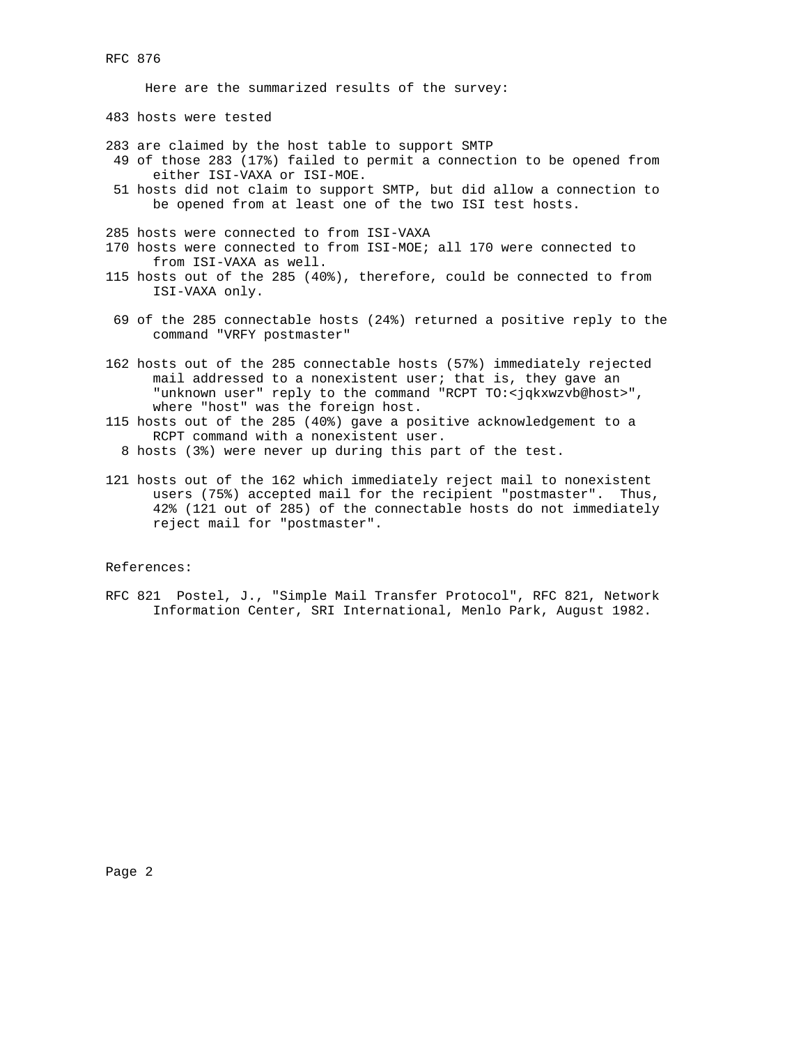Here are the summarized results of the survey:

483 hosts were tested

283 are claimed by the host table to support SMTP
 49 of those 283 (17%) failed to permit a connection to be opened from either ISI-VAXA or ISI-MOE.
 51 hosts did not claim to support SMTP, but did allow a connection to be opened from at least one of the two ISI test hosts.

285 hosts were connected to from ISI-VAXA
170 hosts were connected to from ISI-MOE; all 170 were connected to from ISI-VAXA as well.
115 hosts out of the 285 (40%), therefore, could be connected to from ISI-VAXA only.

 69 of the 285 connectable hosts (24%) returned a positive reply to the command "VRFY postmaster"

162 hosts out of the 285 connectable hosts (57%) immediately rejected mail addressed to a nonexistent user; that is, they gave an "unknown user" reply to the command "RCPT TO:<jqkxwzvb@host>", where "host" was the foreign host.
115 hosts out of the 285 (40%) gave a positive acknowledgement to a RCPT command with a nonexistent user.
  8 hosts (3%) were never up during this part of the test.

121 hosts out of the 162 which immediately reject mail to nonexistent users (75%) accepted mail for the recipient "postmaster". Thus, 42% (121 out of 285) of the connectable hosts do not immediately reject mail for "postmaster".

References:

RFC 821 Postel, J., "Simple Mail Transfer Protocol", RFC 821, Network Information Center, SRI International, Menlo Park, August 1982.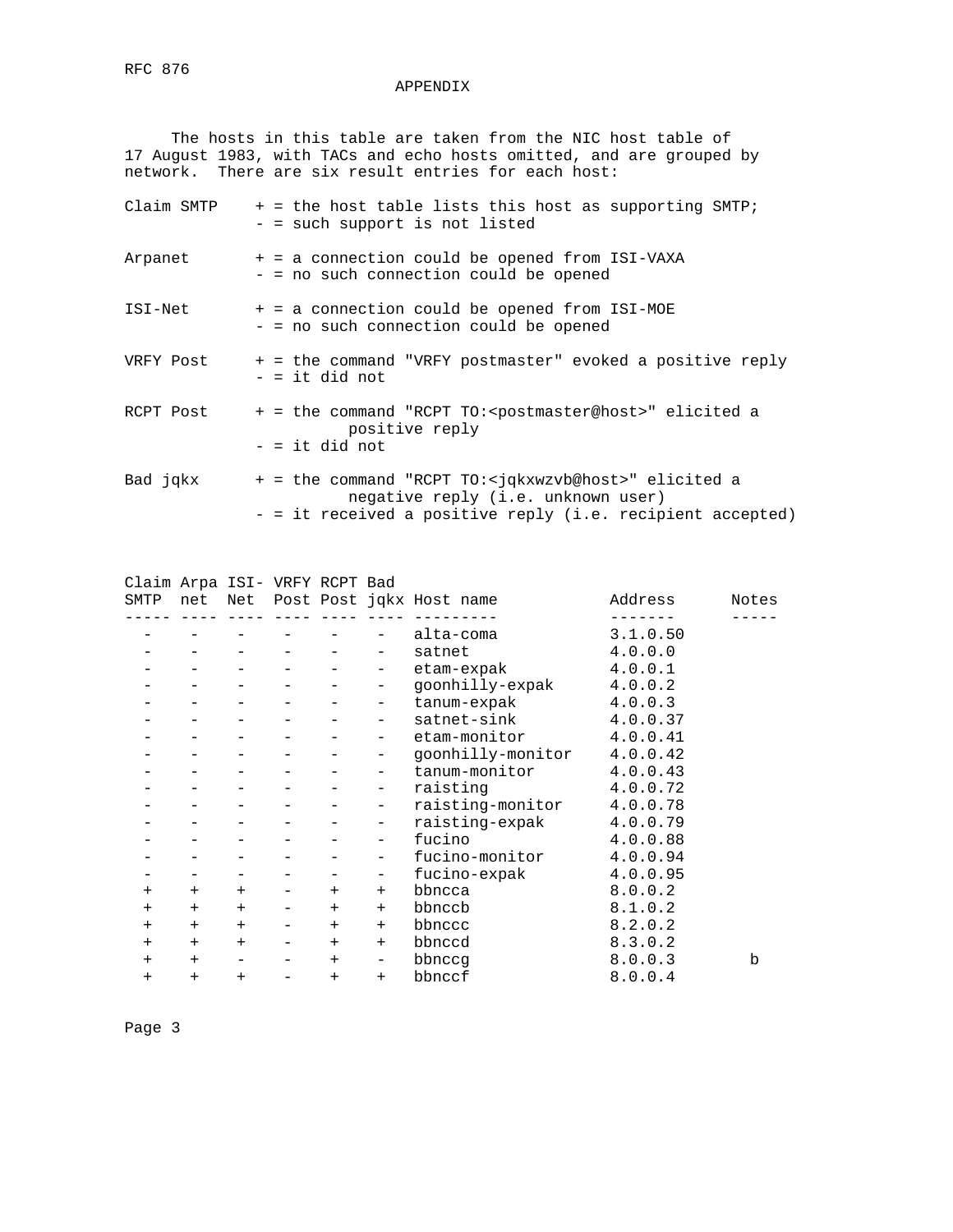# APPENDIX

The hosts in this table are taken from the NIC host table of 17 August 1983, with TACs and echo hosts omitted, and are grouped by network. There are six result entries for each host:

- **Claim SMTP**
  - + = the host table lists this host as supporting SMTP;
  - - = such support is not listed
- **Arpanet**
  - + = a connection could be opened from ISI-VAXA
  - - = no such connection could be opened
- **ISI-Net**
  - + = a connection could be opened from ISI-MOE
  - - = no such connection could be opened
- **VRFY Post**
  - + = the command "VRFY postmaster" evoked a positive reply
  - - = it did not
- **RCPT Post**
  - + = the command "RCPT TO:<postmaster@host>" elicited a positive reply
  - - = it did not
- **Bad jqkx**
  - + = the command "RCPT TO:<jqkxwzvb@host>" elicited a negative reply (i.e. unknown user)
  - - = it received a positive reply (i.e. recipient accepted)

| Claim SMTP | Arpa net | ISI-Net | VRFY Post | RCPT Post | Bad jqkx | Host name | Address | Notes |
|---|---|---|---|---|---|---|---|---|
| - | - | - | - | - | - | alta-coma | 3.1.0.50 | |
| - | - | - | - | - | - | satnet | 4.0.0.0 | |
| - | - | - | - | - | - | etam-expak | 4.0.0.1 | |
| - | - | - | - | - | - | goonhilly-expak | 4.0.0.2 | |
| - | - | - | - | - | - | tanum-expak | 4.0.0.3 | |
| - | - | - | - | - | - | satnet-sink | 4.0.0.37 | |
| - | - | - | - | - | - | etam-monitor | 4.0.0.41 | |
| - | - | - | - | - | - | goonhilly-monitor | 4.0.0.42 | |
| - | - | - | - | - | - | tanum-monitor | 4.0.0.43 | |
| - | - | - | - | - | - | raisting | 4.0.0.72 | |
| - | - | - | - | - | - | raisting-monitor | 4.0.0.78 | |
| - | - | - | - | - | - | raisting-expak | 4.0.0.79 | |
| - | - | - | - | - | - | fucino | 4.0.0.88 | |
| - | - | - | - | - | - | fucino-monitor | 4.0.0.94 | |
| - | - | - | - | - | - | fucino-expak | 4.0.0.95 | |
| + | + | + | - | + | + | bbncca | 8.0.0.2 | |
| + | + | + | - | + | + | bbnccb | 8.1.0.2 | |
| + | + | + | - | + | + | bbnccc | 8.2.0.2 | |
| + | + | + | - | + | + | bbnccd | 8.3.0.2 | |
| + | + | - | - | + | - | bbnccg | 8.0.0.3 | b |
| + | + | + | - | + | + | bbnccf | 8.0.0.4 | |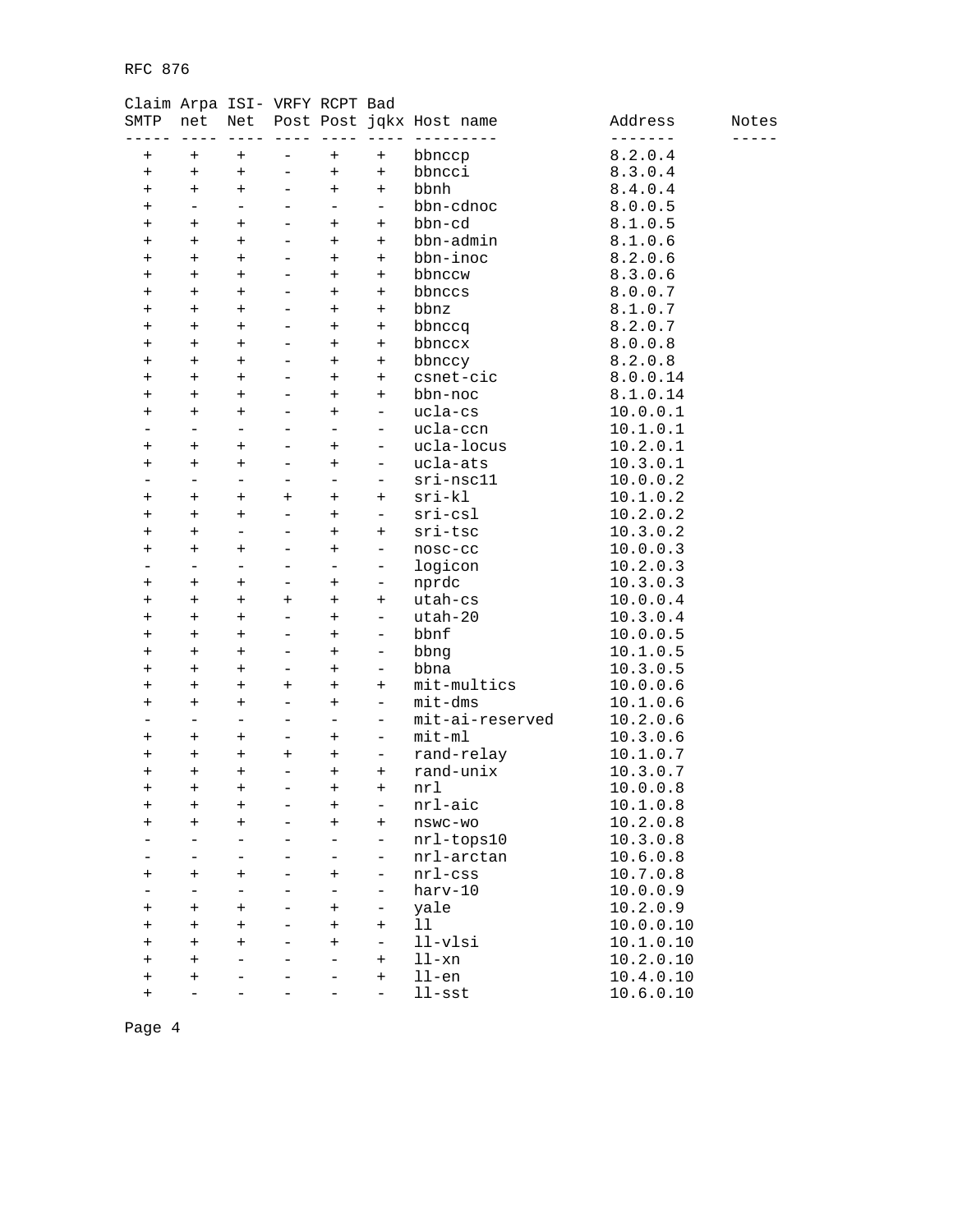| Claim SMTP | Arpa net | ISI-Net | VRFY Post | RCPT Post | Bad jqkx | Host name | Address | Notes |
|---|---|---|---|---|---|---|---|---|
| + | + | + | - | + | + | bbnccp | 8.2.0.4 | |
| + | + | + | - | + | + | bbncci | 8.3.0.4 | |
| + | + | + | - | + | + | bbnh | 8.4.0.4 | |
| + | - | - | - | - | - | bbn-cdnoc | 8.0.0.5 | |
| + | + | + | - | + | + | bbn-cd | 8.1.0.5 | |
| + | + | + | - | + | + | bbn-admin | 8.1.0.6 | |
| + | + | + | - | + | + | bbn-inoc | 8.2.0.6 | |
| + | + | + | - | + | + | bbnccw | 8.3.0.6 | |
| + | + | + | - | + | + | bbnccs | 8.0.0.7 | |
| + | + | + | - | + | + | bbnz | 8.1.0.7 | |
| + | + | + | - | + | + | bbnccq | 8.2.0.7 | |
| + | + | + | - | + | + | bbnccx | 8.0.0.8 | |
| + | + | + | - | + | + | bbnccy | 8.2.0.8 | |
| + | + | + | - | + | + | csnet-cic | 8.0.0.14 | |
| + | + | + | - | + | + | bbn-noc | 8.1.0.14 | |
| + | + | + | - | + | - | ucla-cs | 10.0.0.1 | |
| - | - | - | - | - | - | ucla-ccn | 10.1.0.1 | |
| + | + | + | - | + | - | ucla-locus | 10.2.0.1 | |
| + | + | + | - | + | - | ucla-ats | 10.3.0.1 | |
| - | - | - | - | - | - | sri-nsc11 | 10.0.0.2 | |
| + | + | + | + | + | + | sri-kl | 10.1.0.2 | |
| + | + | + | - | + | - | sri-csl | 10.2.0.2 | |
| + | + | - | - | + | + | sri-tsc | 10.3.0.2 | |
| + | + | + | - | + | - | nosc-cc | 10.0.0.3 | |
| - | - | - | - | - | - | logicon | 10.2.0.3 | |
| + | + | + | - | + | - | nprdc | 10.3.0.3 | |
| + | + | + | + | + | + | utah-cs | 10.0.0.4 | |
| + | + | + | - | + | - | utah-20 | 10.3.0.4 | |
| + | + | + | - | + | - | bbnf | 10.0.0.5 | |
| + | + | + | - | + | - | bbng | 10.1.0.5 | |
| + | + | + | - | + | - | bbna | 10.3.0.5 | |
| + | + | + | + | + | + | mit-multics | 10.0.0.6 | |
| + | + | + | - | + | - | mit-dms | 10.1.0.6 | |
| - | - | - | - | - | - | mit-ai-reserved | 10.2.0.6 | |
| + | + | + | - | + | - | mit-ml | 10.3.0.6 | |
| + | + | + | + | + | - | rand-relay | 10.1.0.7 | |
| + | + | + | - | + | + | rand-unix | 10.3.0.7 | |
| + | + | + | - | + | + | nrl | 10.0.0.8 | |
| + | + | + | - | + | - | nrl-aic | 10.1.0.8 | |
| + | + | + | - | + | + | nswc-wo | 10.2.0.8 | |
| - | - | - | - | - | - | nrl-tops10 | 10.3.0.8 | |
| - | - | - | - | - | - | nrl-arctan | 10.6.0.8 | |
| + | + | + | - | + | - | nrl-css | 10.7.0.8 | |
| - | - | - | - | - | - | harv-10 | 10.0.0.9 | |
| + | + | + | - | + | - | yale | 10.2.0.9 | |
| + | + | + | - | + | + | ll | 10.0.0.10 | |
| + | + | + | - | + | - | ll-vlsi | 10.1.0.10 | |
| + | + | - | - | - | + | ll-xn | 10.2.0.10 | |
| + | + | - | - | - | + | ll-en | 10.4.0.10 | |
| + | - | - | - | - | - | ll-sst | 10.6.0.10 | |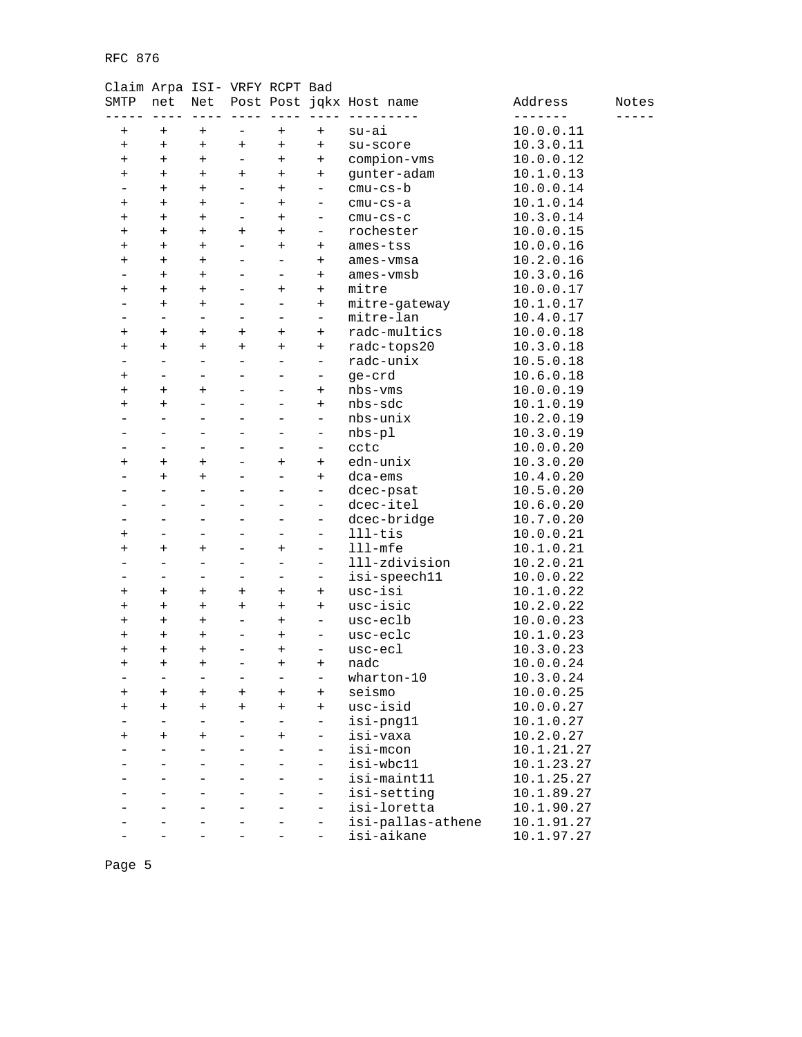| Claim SMTP | Arpa net | ISI- Net | VRFY Post | RCPT Post | Bad jqkx | Host name | Address | Notes |
|---|---|---|---|---|---|---|---|---|
| + | + | + | - | + | + | su-ai | 10.0.0.11 | |
| + | + | + | + | + | + | su-score | 10.3.0.11 | |
| + | + | + | - | + | + | compion-vms | 10.0.0.12 | |
| + | + | + | + | + | + | gunter-adam | 10.1.0.13 | |
| - | + | + | - | + | - | cmu-cs-b | 10.0.0.14 | |
| + | + | + | - | + | - | cmu-cs-a | 10.1.0.14 | |
| + | + | + | - | + | - | cmu-cs-c | 10.3.0.14 | |
| + | + | + | + | + | - | rochester | 10.0.0.15 | |
| + | + | + | - | + | + | ames-tss | 10.0.0.16 | |
| + | + | + | - | - | + | ames-vmsa | 10.2.0.16 | |
| - | + | + | - | - | + | ames-vmsb | 10.3.0.16 | |
| + | + | + | - | + | + | mitre | 10.0.0.17 | |
| - | + | + | - | - | + | mitre-gateway | 10.1.0.17 | |
| - | - | - | - | - | - | mitre-lan | 10.4.0.17 | |
| + | + | + | + | + | + | radc-multics | 10.0.0.18 | |
| + | + | + | + | + | + | radc-tops20 | 10.3.0.18 | |
| - | - | - | - | - | - | radc-unix | 10.5.0.18 | |
| + | - | - | - | - | - | ge-crd | 10.6.0.18 | |
| + | + | + | - | - | + | nbs-vms | 10.0.0.19 | |
| + | + | - | - | - | + | nbs-sdc | 10.1.0.19 | |
| - | - | - | - | - | - | nbs-unix | 10.2.0.19 | |
| - | - | - | - | - | - | nbs-pl | 10.3.0.19 | |
| - | - | - | - | - | - | cctc | 10.0.0.20 | |
| + | + | + | - | + | + | edn-unix | 10.3.0.20 | |
| - | + | + | - | - | + | dca-ems | 10.4.0.20 | |
| - | - | - | - | - | - | dcec-psat | 10.5.0.20 | |
| - | - | - | - | - | - | dcec-itel | 10.6.0.20 | |
| - | - | - | - | - | - | dcec-bridge | 10.7.0.20 | |
| + | - | - | - | - | - | lll-tis | 10.0.0.21 | |
| + | + | + | - | + | - | lll-mfe | 10.1.0.21 | |
| - | - | - | - | - | - | lll-zdivision | 10.2.0.21 | |
| - | - | - | - | - | - | isi-speech11 | 10.0.0.22 | |
| + | + | + | + | + | + | usc-isi | 10.1.0.22 | |
| + | + | + | + | + | + | usc-isic | 10.2.0.22 | |
| + | + | + | - | + | - | usc-eclb | 10.0.0.23 | |
| + | + | + | - | + | - | usc-eclc | 10.1.0.23 | |
| + | + | + | - | + | - | usc-ecl | 10.3.0.23 | |
| + | + | + | - | + | + | nadc | 10.0.0.24 | |
| - | - | - | - | - | - | wharton-10 | 10.3.0.24 | |
| + | + | + | + | + | + | seismo | 10.0.0.25 | |
| + | + | + | + | + | + | usc-isid | 10.0.0.27 | |
| - | - | - | - | - | - | isi-png11 | 10.1.0.27 | |
| + | + | + | - | + | - | isi-vaxa | 10.2.0.27 | |
| - | - | - | - | - | - | isi-mcon | 10.1.21.27 | |
| - | - | - | - | - | - | isi-wbc11 | 10.1.23.27 | |
| - | - | - | - | - | - | isi-maint11 | 10.1.25.27 | |
| - | - | - | - | - | - | isi-setting | 10.1.89.27 | |
| - | - | - | - | - | - | isi-loretta | 10.1.90.27 | |
| - | - | - | - | - | - | isi-pallas-athene | 10.1.91.27 | |
| - | - | - | - | - | - | isi-aikane | 10.1.97.27 | |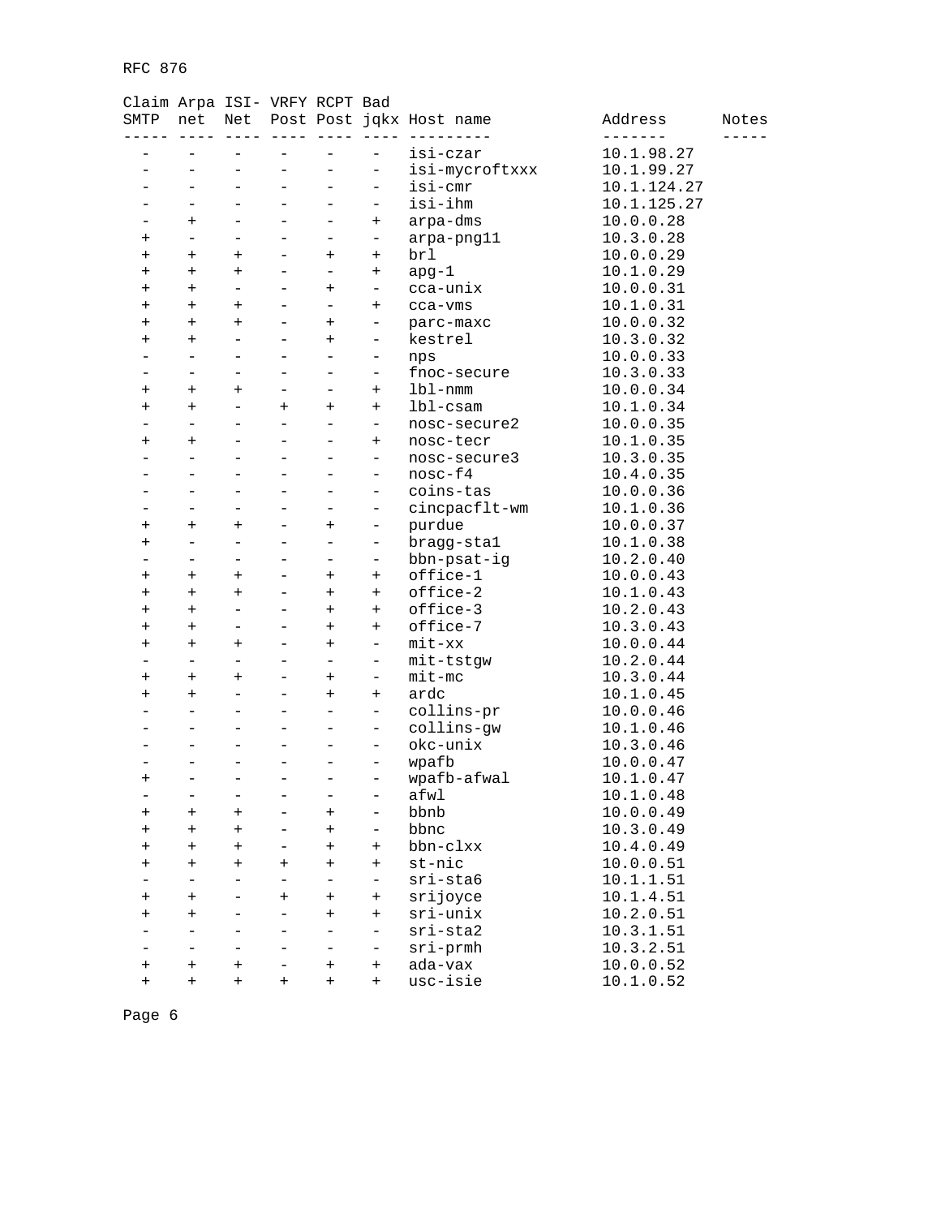| Claim SMTP | Arpa net | ISI- Net | VRFY Post | RCPT Post | Bad jqkx | Host name | Address | Notes |
|---|---|---|---|---|---|---|---|---|
| - | - | - | - | - | - | isi-czar | 10.1.98.27 | |
| - | - | - | - | - | - | isi-mycroftxxx | 10.1.99.27 | |
| - | - | - | - | - | - | isi-cmr | 10.1.124.27 | |
| - | - | - | - | - | - | isi-ihm | 10.1.125.27 | |
| - | + | - | - | - | + | arpa-dms | 10.0.0.28 | |
| + | - | - | - | - | - | arpa-png11 | 10.3.0.28 | |
| + | + | + | - | + | + | brl | 10.0.0.29 | |
| + | + | + | - | - | + | apg-1 | 10.1.0.29 | |
| + | + | - | - | + | - | cca-unix | 10.0.0.31 | |
| + | + | + | - | - | + | cca-vms | 10.1.0.31 | |
| + | + | + | - | + | - | parc-maxc | 10.0.0.32 | |
| + | + | - | - | + | - | kestrel | 10.3.0.32 | |
| - | - | - | - | - | - | nps | 10.0.0.33 | |
| - | - | - | - | - | - | fnoc-secure | 10.3.0.33 | |
| + | + | + | - | - | + | lbl-nmm | 10.0.0.34 | |
| + | + | - | + | + | + | lbl-csam | 10.1.0.34 | |
| - | - | - | - | - | - | nosc-secure2 | 10.0.0.35 | |
| + | + | - | - | - | + | nosc-tecr | 10.1.0.35 | |
| - | - | - | - | - | - | nosc-secure3 | 10.3.0.35 | |
| - | - | - | - | - | - | nosc-f4 | 10.4.0.35 | |
| - | - | - | - | - | - | coins-tas | 10.0.0.36 | |
| - | - | - | - | - | - | cincpacflt-wm | 10.1.0.36 | |
| + | + | + | - | + | - | purdue | 10.0.0.37 | |
| + | - | - | - | - | - | bragg-sta1 | 10.1.0.38 | |
| - | - | - | - | - | - | bbn-psat-ig | 10.2.0.40 | |
| + | + | + | - | + | + | office-1 | 10.0.0.43 | |
| + | + | + | - | + | + | office-2 | 10.1.0.43 | |
| + | + | - | - | + | + | office-3 | 10.2.0.43 | |
| + | + | - | - | + | + | office-7 | 10.3.0.43 | |
| + | + | + | - | + | - | mit-xx | 10.0.0.44 | |
| - | - | - | - | - | - | mit-tstgw | 10.2.0.44 | |
| + | + | + | - | + | - | mit-mc | 10.3.0.44 | |
| + | + | - | - | + | + | ardc | 10.1.0.45 | |
| - | - | - | - | - | - | collins-pr | 10.0.0.46 | |
| - | - | - | - | - | - | collins-gw | 10.1.0.46 | |
| - | - | - | - | - | - | okc-unix | 10.3.0.46 | |
| - | - | - | - | - | - | wpafb | 10.0.0.47 | |
| + | - | - | - | - | - | wpafb-afwal | 10.1.0.47 | |
| - | - | - | - | - | - | afwl | 10.1.0.48 | |
| + | + | + | - | + | - | bbnb | 10.0.0.49 | |
| + | + | + | - | + | - | bbnc | 10.3.0.49 | |
| + | + | + | - | + | + | bbn-clxx | 10.4.0.49 | |
| + | + | + | + | + | + | st-nic | 10.0.0.51 | |
| - | - | - | - | - | - | sri-sta6 | 10.1.1.51 | |
| + | + | - | + | + | + | srijoyce | 10.1.4.51 | |
| + | + | - | - | + | + | sri-unix | 10.2.0.51 | |
| - | - | - | - | - | - | sri-sta2 | 10.3.1.51 | |
| - | - | - | - | - | - | sri-prmh | 10.3.2.51 | |
| + | + | + | - | + | + | ada-vax | 10.0.0.52 | |
| + | + | + | + | + | + | usc-isie | 10.1.0.52 | |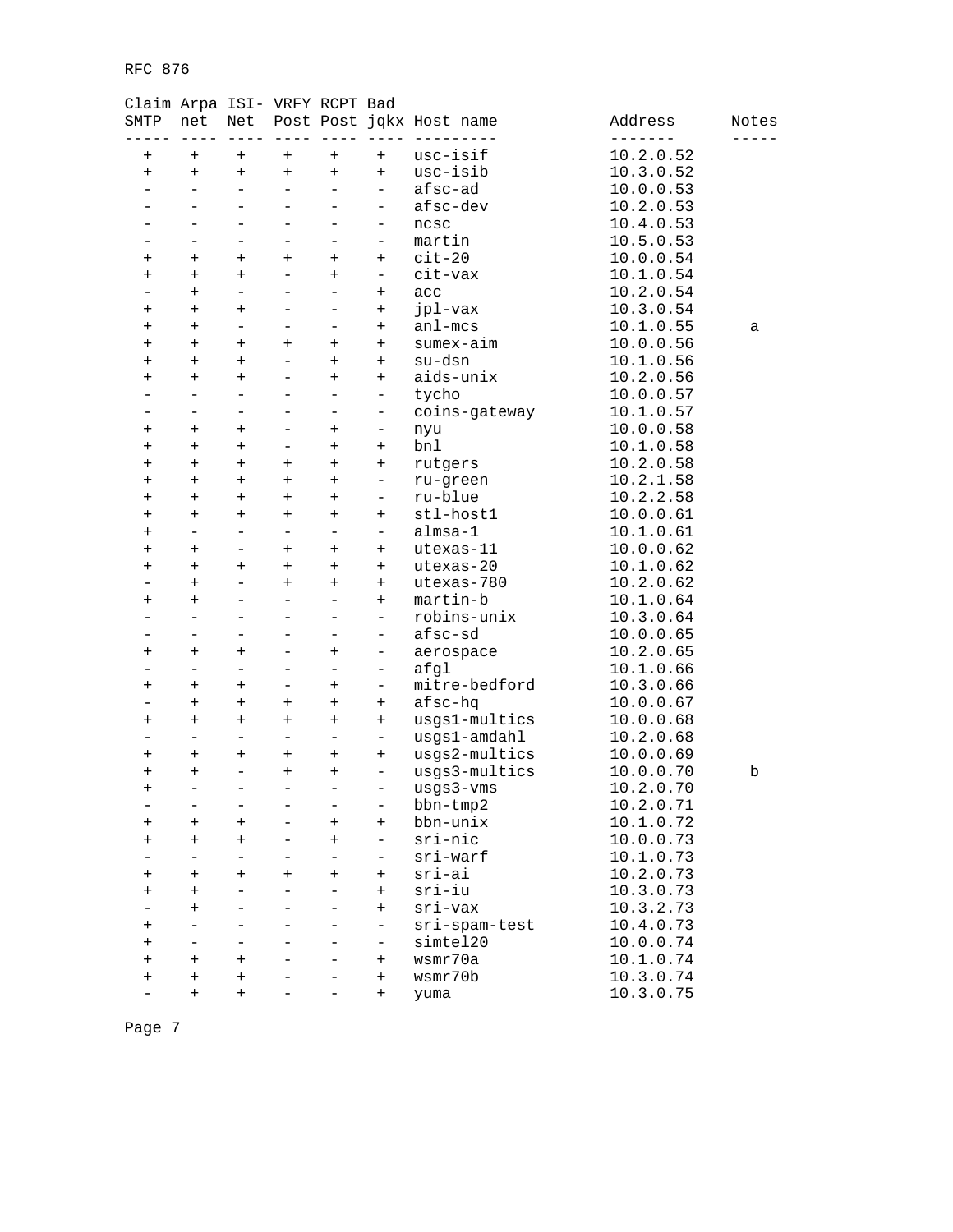| Claim SMTP | Arpa net | ISI- Net | VRFY Post | RCPT Post | Bad jqkx | Host name | Address | Notes |
|---|---|---|---|---|---|---|---|---|
| + | + | + | + | + | + | usc-isif | 10.2.0.52 | |
| + | + | + | + | + | + | usc-isib | 10.3.0.52 | |
| - | - | - | - | - | - | afsc-ad | 10.0.0.53 | |
| - | - | - | - | - | - | afsc-dev | 10.2.0.53 | |
| - | - | - | - | - | - | ncsc | 10.4.0.53 | |
| - | - | - | - | - | - | martin | 10.5.0.53 | |
| + | + | + | + | + | + | cit-20 | 10.0.0.54 | |
| + | + | + | - | + | - | cit-vax | 10.1.0.54 | |
| - | + | - | - | - | + | acc | 10.2.0.54 | |
| + | + | + | - | - | + | jpl-vax | 10.3.0.54 | |
| + | + | - | - | - | + | anl-mcs | 10.1.0.55 | a |
| + | + | + | + | + | + | sumex-aim | 10.0.0.56 | |
| + | + | + | - | + | + | su-dsn | 10.1.0.56 | |
| + | + | + | - | + | + | aids-unix | 10.2.0.56 | |
| - | - | - | - | - | - | tycho | 10.0.0.57 | |
| - | - | - | - | - | - | coins-gateway | 10.1.0.57 | |
| + | + | + | - | + | - | nyu | 10.0.0.58 | |
| + | + | + | - | + | + | bnl | 10.1.0.58 | |
| + | + | + | + | + | + | rutgers | 10.2.0.58 | |
| + | + | + | + | + | - | ru-green | 10.2.1.58 | |
| + | + | + | + | + | - | ru-blue | 10.2.2.58 | |
| + | + | + | + | + | + | stl-host1 | 10.0.0.61 | |
| + | - | - | - | - | - | almsa-1 | 10.1.0.61 | |
| + | + | - | + | + | + | utexas-11 | 10.0.0.62 | |
| + | + | + | + | + | + | utexas-20 | 10.1.0.62 | |
| - | + | - | + | + | + | utexas-780 | 10.2.0.62 | |
| + | + | - | - | - | + | martin-b | 10.1.0.64 | |
| - | - | - | - | - | - | robins-unix | 10.3.0.64 | |
| - | - | - | - | - | - | afsc-sd | 10.0.0.65 | |
| + | + | + | - | + | - | aerospace | 10.2.0.65 | |
| - | - | - | - | - | - | afgl | 10.1.0.66 | |
| + | + | + | - | + | - | mitre-bedford | 10.3.0.66 | |
| - | + | + | + | + | + | afsc-hq | 10.0.0.67 | |
| + | + | + | + | + | + | usgs1-multics | 10.0.0.68 | |
| - | - | - | - | - | - | usgs1-amdahl | 10.2.0.68 | |
| + | + | + | + | + | + | usgs2-multics | 10.0.0.69 | |
| + | + | - | + | + | - | usgs3-multics | 10.0.0.70 | b |
| + | - | - | - | - | - | usgs3-vms | 10.2.0.70 | |
| - | - | - | - | - | - | bbn-tmp2 | 10.2.0.71 | |
| + | + | + | - | + | + | bbn-unix | 10.1.0.72 | |
| + | + | + | - | + | - | sri-nic | 10.0.0.73 | |
| - | - | - | - | - | - | sri-warf | 10.1.0.73 | |
| + | + | + | + | + | + | sri-ai | 10.2.0.73 | |
| + | + | - | - | - | + | sri-iu | 10.3.0.73 | |
| - | + | - | - | - | + | sri-vax | 10.3.2.73 | |
| + | - | - | - | - | - | sri-spam-test | 10.4.0.73 | |
| + | - | - | - | - | - | simtel20 | 10.0.0.74 | |
| + | + | + | - | - | + | wsmr70a | 10.1.0.74 | |
| + | + | + | - | - | + | wsmr70b | 10.3.0.74 | |
| - | + | + | - | - | + | yuma | 10.3.0.75 | |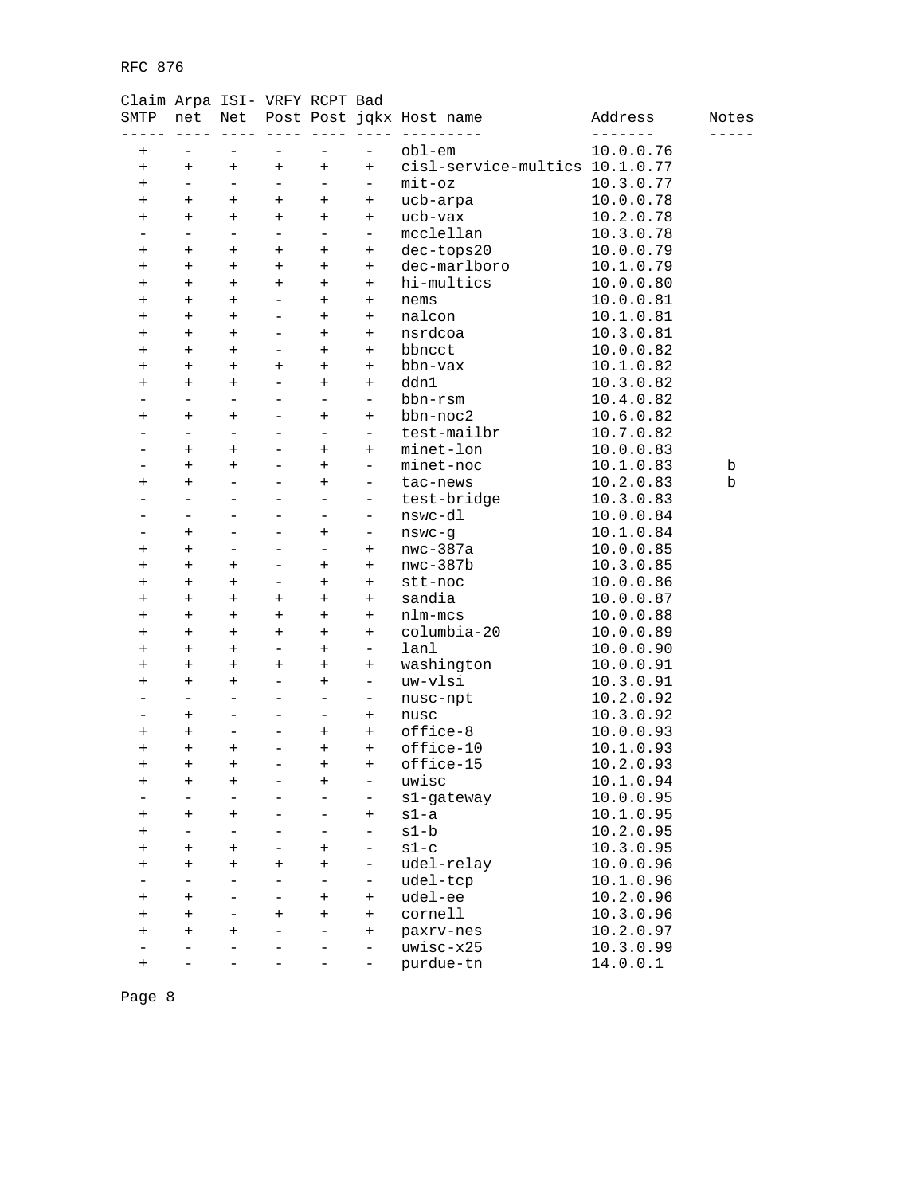| Claim SMTP | Arpa net | ISI- Net | VRFY Post | RCPT Post | Bad jqkx | Host name | Address | Notes |
|---|---|---|---|---|---|---|---|---|
| + | - | - | - | - | - | obl-em | 10.0.0.76 | |
| + | + | + | + | + | + | cisl-service-multics | 10.1.0.77 | |
| + | - | - | - | - | - | mit-oz | 10.3.0.77 | |
| + | + | + | + | + | + | ucb-arpa | 10.0.0.78 | |
| + | + | + | + | + | + | ucb-vax | 10.2.0.78 | |
| - | - | - | - | - | - | mcclellan | 10.3.0.78 | |
| + | + | + | + | + | + | dec-tops20 | 10.0.0.79 | |
| + | + | + | + | + | + | dec-marlboro | 10.1.0.79 | |
| + | + | + | + | + | + | hi-multics | 10.0.0.80 | |
| + | + | + | - | + | + | nems | 10.0.0.81 | |
| + | + | + | - | + | + | nalcon | 10.1.0.81 | |
| + | + | + | - | + | + | nsrdcoa | 10.3.0.81 | |
| + | + | + | - | + | + | bbncct | 10.0.0.82 | |
| + | + | + | + | + | + | bbn-vax | 10.1.0.82 | |
| + | + | + | - | + | + | ddn1 | 10.3.0.82 | |
| - | - | - | - | - | - | bbn-rsm | 10.4.0.82 | |
| + | + | + | - | + | + | bbn-noc2 | 10.6.0.82 | |
| - | - | - | - | - | - | test-mailbr | 10.7.0.82 | |
| - | + | + | - | + | + | minet-lon | 10.0.0.83 | |
| - | + | + | - | + | - | minet-noc | 10.1.0.83 | b |
| + | + | - | - | + | - | tac-news | 10.2.0.83 | b |
| - | - | - | - | - | - | test-bridge | 10.3.0.83 | |
| - | - | - | - | - | - | nswc-dl | 10.0.0.84 | |
| - | + | - | - | + | - | nswc-g | 10.1.0.84 | |
| + | + | - | - | - | + | nwc-387a | 10.0.0.85 | |
| + | + | + | - | + | + | nwc-387b | 10.3.0.85 | |
| + | + | + | - | + | + | stt-noc | 10.0.0.86 | |
| + | + | + | + | + | + | sandia | 10.0.0.87 | |
| + | + | + | + | + | + | nlm-mcs | 10.0.0.88 | |
| + | + | + | + | + | + | columbia-20 | 10.0.0.89 | |
| + | + | + | - | + | - | lanl | 10.0.0.90 | |
| + | + | + | + | + | + | washington | 10.0.0.91 | |
| + | + | + | - | + | - | uw-vlsi | 10.3.0.91 | |
| - | - | - | - | - | - | nusc-npt | 10.2.0.92 | |
| - | + | - | - | - | + | nusc | 10.3.0.92 | |
| + | + | - | - | + | + | office-8 | 10.0.0.93 | |
| + | + | + | - | + | + | office-10 | 10.1.0.93 | |
| + | + | + | - | + | + | office-15 | 10.2.0.93 | |
| + | + | + | - | + | - | uwisc | 10.1.0.94 | |
| - | - | - | - | - | - | s1-gateway | 10.0.0.95 | |
| + | + | + | - | - | + | s1-a | 10.1.0.95 | |
| + | - | - | - | - | - | s1-b | 10.2.0.95 | |
| + | + | + | - | + | - | s1-c | 10.3.0.95 | |
| + | + | + | + | + | - | udel-relay | 10.0.0.96 | |
| - | - | - | - | - | - | udel-tcp | 10.1.0.96 | |
| + | + | - | - | + | + | udel-ee | 10.2.0.96 | |
| + | + | - | + | + | + | cornell | 10.3.0.96 | |
| + | + | + | - | - | + | paxrv-nes | 10.2.0.97 | |
| - | - | - | - | - | - | uwisc-x25 | 10.3.0.99 | |
| + | - | - | - | - | - | purdue-tn | 14.0.0.1 | |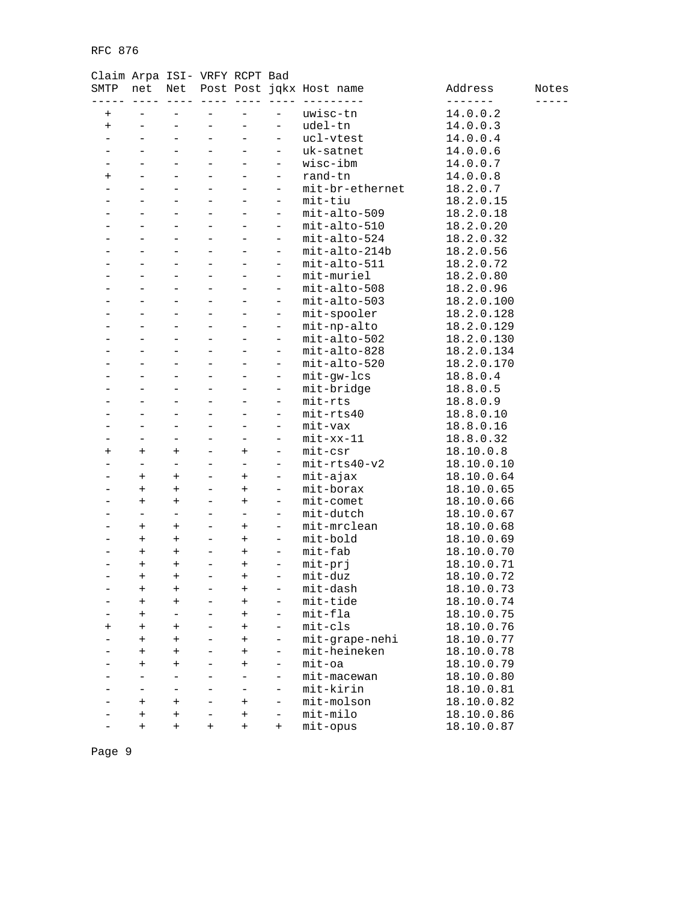| Claim SMTP | Arpa net | ISI- Net | VRFY Post | RCPT Post | Bad jqkx | Host name | Address | Notes |
|---|---|---|---|---|---|---|---|---|
| + | - | - | - | - | - | uwisc-tn | 14.0.0.2 | |
| + | - | - | - | - | - | udel-tn | 14.0.0.3 | |
| - | - | - | - | - | - | ucl-vtest | 14.0.0.4 | |
| - | - | - | - | - | - | uk-satnet | 14.0.0.6 | |
| - | - | - | - | - | - | wisc-ibm | 14.0.0.7 | |
| + | - | - | - | - | - | rand-tn | 14.0.0.8 | |
| - | - | - | - | - | - | mit-br-ethernet | 18.2.0.7 | |
| - | - | - | - | - | - | mit-tiu | 18.2.0.15 | |
| - | - | - | - | - | - | mit-alto-509 | 18.2.0.18 | |
| - | - | - | - | - | - | mit-alto-510 | 18.2.0.20 | |
| - | - | - | - | - | - | mit-alto-524 | 18.2.0.32 | |
| - | - | - | - | - | - | mit-alto-214b | 18.2.0.56 | |
| - | - | - | - | - | - | mit-alto-511 | 18.2.0.72 | |
| - | - | - | - | - | - | mit-muriel | 18.2.0.80 | |
| - | - | - | - | - | - | mit-alto-508 | 18.2.0.96 | |
| - | - | - | - | - | - | mit-alto-503 | 18.2.0.100 | |
| - | - | - | - | - | - | mit-spooler | 18.2.0.128 | |
| - | - | - | - | - | - | mit-np-alto | 18.2.0.129 | |
| - | - | - | - | - | - | mit-alto-502 | 18.2.0.130 | |
| - | - | - | - | - | - | mit-alto-828 | 18.2.0.134 | |
| - | - | - | - | - | - | mit-alto-520 | 18.2.0.170 | |
| - | - | - | - | - | - | mit-gw-lcs | 18.8.0.4 | |
| - | - | - | - | - | - | mit-bridge | 18.8.0.5 | |
| - | - | - | - | - | - | mit-rts | 18.8.0.9 | |
| - | - | - | - | - | - | mit-rts40 | 18.8.0.10 | |
| - | - | - | - | - | - | mit-vax | 18.8.0.16 | |
| - | - | - | - | - | - | mit-xx-11 | 18.8.0.32 | |
| + | + | + | - | + | - | mit-csr | 18.10.0.8 | |
| - | - | - | - | - | - | mit-rts40-v2 | 18.10.0.10 | |
| - | + | + | - | + | - | mit-ajax | 18.10.0.64 | |
| - | + | + | - | + | - | mit-borax | 18.10.0.65 | |
| - | + | + | - | + | - | mit-comet | 18.10.0.66 | |
| - | - | - | - | - | - | mit-dutch | 18.10.0.67 | |
| - | + | + | - | + | - | mit-mrclean | 18.10.0.68 | |
| - | + | + | - | + | - | mit-bold | 18.10.0.69 | |
| - | + | + | - | + | - | mit-fab | 18.10.0.70 | |
| - | + | + | - | + | - | mit-prj | 18.10.0.71 | |
| - | + | + | - | + | - | mit-duz | 18.10.0.72 | |
| - | + | + | - | + | - | mit-dash | 18.10.0.73 | |
| - | + | + | - | + | - | mit-tide | 18.10.0.74 | |
| - | + | - | - | + | - | mit-fla | 18.10.0.75 | |
| + | + | + | - | + | - | mit-cls | 18.10.0.76 | |
| - | + | + | - | + | - | mit-grape-nehi | 18.10.0.77 | |
| - | + | + | - | + | - | mit-heineken | 18.10.0.78 | |
| - | + | + | - | + | - | mit-oa | 18.10.0.79 | |
| - | - | - | - | - | - | mit-macewan | 18.10.0.80 | |
| - | - | - | - | - | - | mit-kirin | 18.10.0.81 | |
| - | + | + | - | + | - | mit-molson | 18.10.0.82 | |
| - | + | + | - | + | - | mit-milo | 18.10.0.86 | |
| - | + | + | + | + | + | mit-opus | 18.10.0.87 | |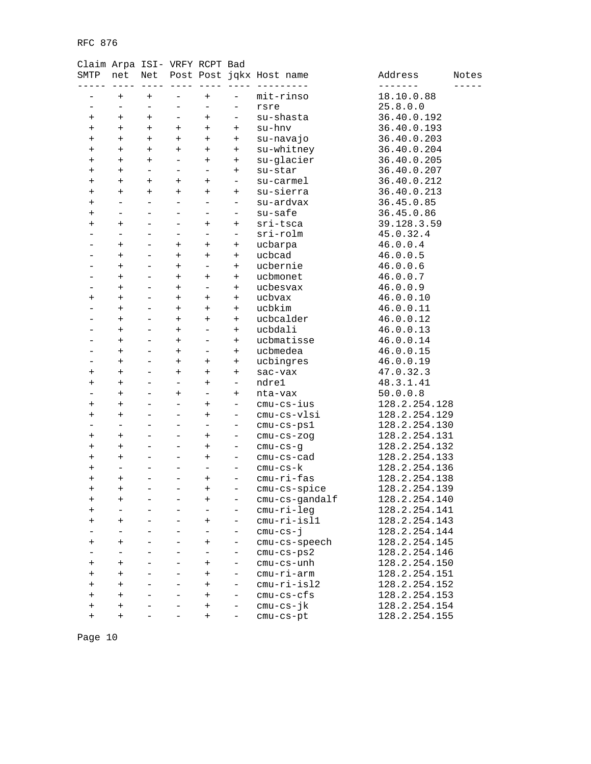| Claim SMTP | Arpa net | ISI- Net | VRFY Post | RCPT Post | Bad jqkx | Host name | Address | Notes |
|---|---|---|---|---|---|---|---|---|
| - | + | + | - | + | - | mit-rinso | 18.10.0.88 | |
| - | - | - | - | - | - | rsre | 25.8.0.0 | |
| + | + | + | - | + | - | su-shasta | 36.40.0.192 | |
| + | + | + | + | + | + | su-hnv | 36.40.0.193 | |
| + | + | + | + | + | + | su-navajo | 36.40.0.203 | |
| + | + | + | + | + | + | su-whitney | 36.40.0.204 | |
| + | + | + | - | + | + | su-glacier | 36.40.0.205 | |
| + | + | - | - | - | + | su-star | 36.40.0.207 | |
| + | + | + | + | + | - | su-carmel | 36.40.0.212 | |
| + | + | + | + | + | + | su-sierra | 36.40.0.213 | |
| + | - | - | - | - | - | su-ardvax | 36.45.0.85 | |
| + | - | - | - | - | - | su-safe | 36.45.0.86 | |
| + | + | - | - | + | + | sri-tsca | 39.128.3.59 | |
| - | - | - | - | - | - | sri-rolm | 45.0.32.4 | |
| - | + | - | + | + | + | ucbarpa | 46.0.0.4 | |
| - | + | - | + | + | + | ucbcad | 46.0.0.5 | |
| - | + | - | + | - | + | ucbernie | 46.0.0.6 | |
| - | + | - | + | + | + | ucbmonet | 46.0.0.7 | |
| - | + | - | + | - | + | ucbesvax | 46.0.0.9 | |
| + | + | - | + | + | + | ucbvax | 46.0.0.10 | |
| - | + | - | + | + | + | ucbkim | 46.0.0.11 | |
| - | + | - | + | + | + | ucbcalder | 46.0.0.12 | |
| - | + | - | + | - | + | ucbdali | 46.0.0.13 | |
| - | + | - | + | - | + | ucbmatisse | 46.0.0.14 | |
| - | + | - | + | - | + | ucbmedea | 46.0.0.15 | |
| - | + | - | + | + | + | ucbingres | 46.0.0.19 | |
| + | + | - | + | + | + | sac-vax | 47.0.32.3 | |
| + | + | - | - | + | - | ndre1 | 48.3.1.41 | |
| - | + | - | + | - | + | nta-vax | 50.0.0.8 | |
| + | + | - | - | + | - | cmu-cs-ius | 128.2.254.128 | |
| + | + | - | - | + | - | cmu-cs-vlsi | 128.2.254.129 | |
| - | - | - | - | - | - | cmu-cs-ps1 | 128.2.254.130 | |
| + | + | - | - | + | - | cmu-cs-zog | 128.2.254.131 | |
| + | + | - | - | + | - | cmu-cs-g | 128.2.254.132 | |
| + | + | - | - | + | - | cmu-cs-cad | 128.2.254.133 | |
| + | - | - | - | - | - | cmu-cs-k | 128.2.254.136 | |
| + | + | - | - | + | - | cmu-ri-fas | 128.2.254.138 | |
| + | + | - | - | + | - | cmu-cs-spice | 128.2.254.139 | |
| + | + | - | - | + | - | cmu-cs-gandalf | 128.2.254.140 | |
| + | - | - | - | - | - | cmu-ri-leg | 128.2.254.141 | |
| + | + | - | - | + | - | cmu-ri-isl1 | 128.2.254.143 | |
| - | - | - | - | - | - | cmu-cs-j | 128.2.254.144 | |
| + | + | - | - | + | - | cmu-cs-speech | 128.2.254.145 | |
| - | - | - | - | - | - | cmu-cs-ps2 | 128.2.254.146 | |
| + | + | - | - | + | - | cmu-cs-unh | 128.2.254.150 | |
| + | + | - | - | + | - | cmu-ri-arm | 128.2.254.151 | |
| + | + | - | - | + | - | cmu-ri-isl2 | 128.2.254.152 | |
| + | + | - | - | + | - | cmu-cs-cfs | 128.2.254.153 | |
| + | + | - | - | + | - | cmu-cs-jk | 128.2.254.154 | |
| + | + | - | - | + | - | cmu-cs-pt | 128.2.254.155 | |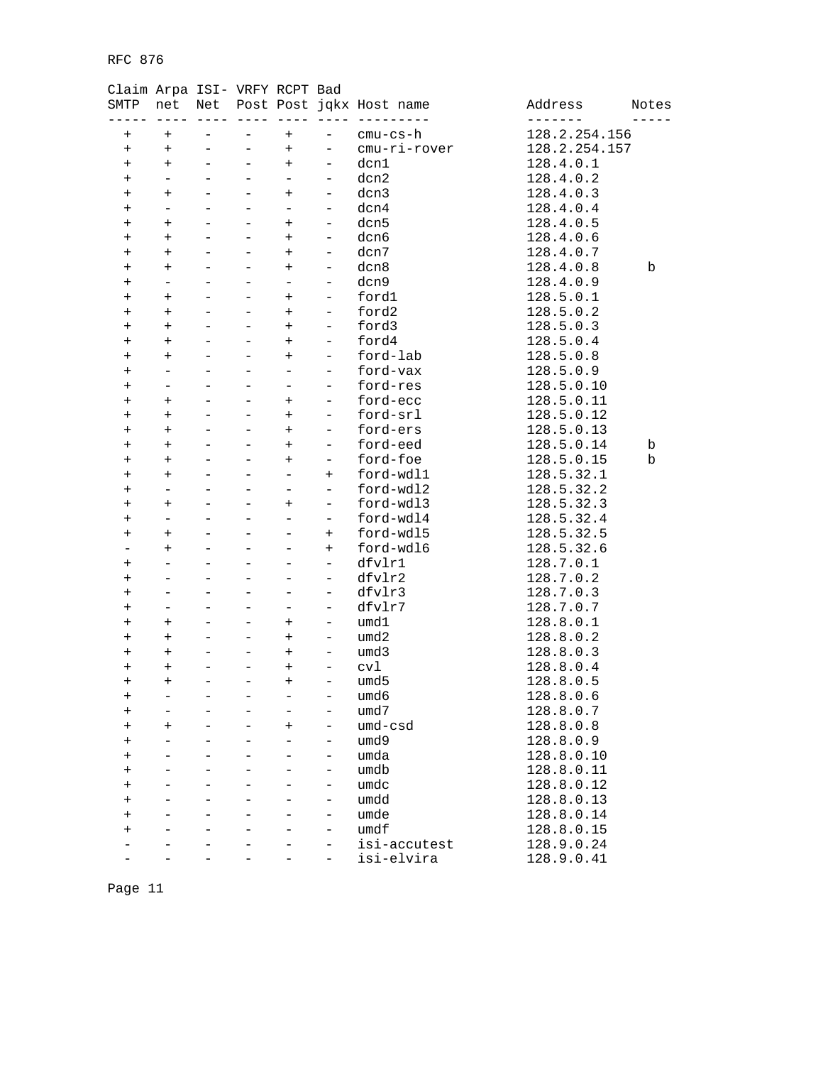| Claim SMTP | Arpa net | ISI-Net | VRFY Post | RCPT Post | Bad jqkx | Host name | Address | Notes |
|---|---|---|---|---|---|---|---|---|
| + | + | - | - | + | - | cmu-cs-h | 128.2.254.156 | |
| + | + | - | - | + | - | cmu-ri-rover | 128.2.254.157 | |
| + | + | - | - | + | - | dcn1 | 128.4.0.1 | |
| + | - | - | - | - | - | dcn2 | 128.4.0.2 | |
| + | + | - | - | + | - | dcn3 | 128.4.0.3 | |
| + | - | - | - | - | - | dcn4 | 128.4.0.4 | |
| + | + | - | - | + | - | dcn5 | 128.4.0.5 | |
| + | + | - | - | + | - | dcn6 | 128.4.0.6 | |
| + | + | - | - | + | - | dcn7 | 128.4.0.7 | |
| + | + | - | - | + | - | dcn8 | 128.4.0.8 | b |
| + | - | - | - | - | - | dcn9 | 128.4.0.9 | |
| + | + | - | - | + | - | ford1 | 128.5.0.1 | |
| + | + | - | - | + | - | ford2 | 128.5.0.2 | |
| + | + | - | - | + | - | ford3 | 128.5.0.3 | |
| + | + | - | - | + | - | ford4 | 128.5.0.4 | |
| + | + | - | - | + | - | ford-lab | 128.5.0.8 | |
| + | - | - | - | - | - | ford-vax | 128.5.0.9 | |
| + | - | - | - | - | - | ford-res | 128.5.0.10 | |
| + | + | - | - | + | - | ford-ecc | 128.5.0.11 | |
| + | + | - | - | + | - | ford-srl | 128.5.0.12 | |
| + | + | - | - | + | - | ford-ers | 128.5.0.13 | |
| + | + | - | - | + | - | ford-eed | 128.5.0.14 | b |
| + | + | - | - | + | - | ford-foe | 128.5.0.15 | b |
| + | + | - | - | - | + | ford-wdl1 | 128.5.32.1 | |
| + | - | - | - | - | - | ford-wdl2 | 128.5.32.2 | |
| + | + | - | - | + | - | ford-wdl3 | 128.5.32.3 | |
| + | - | - | - | - | - | ford-wdl4 | 128.5.32.4 | |
| + | + | - | - | - | + | ford-wdl5 | 128.5.32.5 | |
| - | + | - | - | - | + | ford-wdl6 | 128.5.32.6 | |
| + | - | - | - | - | - | dfvlr1 | 128.7.0.1 | |
| + | - | - | - | - | - | dfvlr2 | 128.7.0.2 | |
| + | - | - | - | - | - | dfvlr3 | 128.7.0.3 | |
| + | - | - | - | - | - | dfvlr7 | 128.7.0.7 | |
| + | + | - | - | + | - | umd1 | 128.8.0.1 | |
| + | + | - | - | + | - | umd2 | 128.8.0.2 | |
| + | + | - | - | + | - | umd3 | 128.8.0.3 | |
| + | + | - | - | + | - | cvl | 128.8.0.4 | |
| + | + | - | - | + | - | umd5 | 128.8.0.5 | |
| + | - | - | - | - | - | umd6 | 128.8.0.6 | |
| + | - | - | - | - | - | umd7 | 128.8.0.7 | |
| + | + | - | - | + | - | umd-csd | 128.8.0.8 | |
| + | - | - | - | - | - | umd9 | 128.8.0.9 | |
| + | - | - | - | - | - | umda | 128.8.0.10 | |
| + | - | - | - | - | - | umdb | 128.8.0.11 | |
| + | - | - | - | - | - | umdc | 128.8.0.12 | |
| + | - | - | - | - | - | umdd | 128.8.0.13 | |
| + | - | - | - | - | - | umde | 128.8.0.14 | |
| + | - | - | - | - | - | umdf | 128.8.0.15 | |
| - | - | - | - | - | - | isi-accutest | 128.9.0.24 | |
| - | - | - | - | - | - | isi-elvira | 128.9.0.41 | |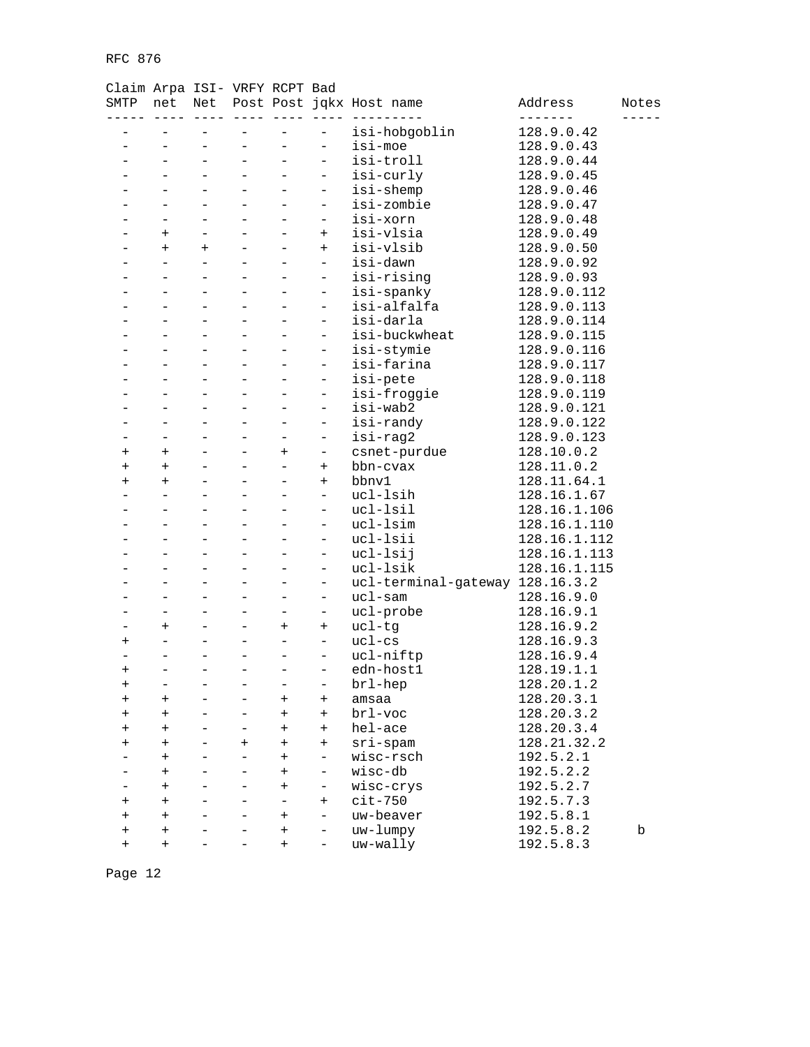| Claim SMTP | Arpa net | ISI- Net | VRFY Post | RCPT Post | Bad jqkx | Host name | Address | Notes |
|---|---|---|---|---|---|---|---|---|
| - | - | - | - | - | - | isi-hobgoblin | 128.9.0.42 | |
| - | - | - | - | - | - | isi-moe | 128.9.0.43 | |
| - | - | - | - | - | - | isi-troll | 128.9.0.44 | |
| - | - | - | - | - | - | isi-curly | 128.9.0.45 | |
| - | - | - | - | - | - | isi-shemp | 128.9.0.46 | |
| - | - | - | - | - | - | isi-zombie | 128.9.0.47 | |
| - | - | - | - | - | - | isi-xorn | 128.9.0.48 | |
| - | + | - | - | - | + | isi-vlsia | 128.9.0.49 | |
| - | + | + | - | - | + | isi-vlsib | 128.9.0.50 | |
| - | - | - | - | - | - | isi-dawn | 128.9.0.92 | |
| - | - | - | - | - | - | isi-rising | 128.9.0.93 | |
| - | - | - | - | - | - | isi-spanky | 128.9.0.112 | |
| - | - | - | - | - | - | isi-alfalfa | 128.9.0.113 | |
| - | - | - | - | - | - | isi-darla | 128.9.0.114 | |
| - | - | - | - | - | - | isi-buckwheat | 128.9.0.115 | |
| - | - | - | - | - | - | isi-stymie | 128.9.0.116 | |
| - | - | - | - | - | - | isi-farina | 128.9.0.117 | |
| - | - | - | - | - | - | isi-pete | 128.9.0.118 | |
| - | - | - | - | - | - | isi-froggie | 128.9.0.119 | |
| - | - | - | - | - | - | isi-wab2 | 128.9.0.121 | |
| - | - | - | - | - | - | isi-randy | 128.9.0.122 | |
| - | - | - | - | - | - | isi-rag2 | 128.9.0.123 | |
| + | + | - | - | + | - | csnet-purdue | 128.10.0.2 | |
| + | + | - | - | - | + | bbn-cvax | 128.11.0.2 | |
| + | + | - | - | - | + | bbnv1 | 128.11.64.1 | |
| - | - | - | - | - | - | ucl-lsih | 128.16.1.67 | |
| - | - | - | - | - | - | ucl-lsil | 128.16.1.106 | |
| - | - | - | - | - | - | ucl-lsim | 128.16.1.110 | |
| - | - | - | - | - | - | ucl-lsii | 128.16.1.112 | |
| - | - | - | - | - | - | ucl-lsij | 128.16.1.113 | |
| - | - | - | - | - | - | ucl-lsik | 128.16.1.115 | |
| - | - | - | - | - | - | ucl-terminal-gateway | 128.16.3.2 | |
| - | - | - | - | - | - | ucl-sam | 128.16.9.0 | |
| - | - | - | - | - | - | ucl-probe | 128.16.9.1 | |
| - | + | - | - | + | + | ucl-tg | 128.16.9.2 | |
| + | - | - | - | - | - | ucl-cs | 128.16.9.3 | |
| - | - | - | - | - | - | ucl-niftp | 128.16.9.4 | |
| + | - | - | - | - | - | edn-host1 | 128.19.1.1 | |
| + | - | - | - | - | - | brl-hep | 128.20.1.2 | |
| + | + | - | - | + | + | amsaa | 128.20.3.1 | |
| + | + | - | - | + | + | brl-voc | 128.20.3.2 | |
| + | + | - | - | + | + | hel-ace | 128.20.3.4 | |
| + | + | - | + | + | + | sri-spam | 128.21.32.2 | |
| - | + | - | - | + | - | wisc-rsch | 192.5.2.1 | |
| - | + | - | - | + | - | wisc-db | 192.5.2.2 | |
| - | + | - | - | + | - | wisc-crys | 192.5.2.7 | |
| + | + | - | - | - | + | cit-750 | 192.5.7.3 | |
| + | + | - | - | + | - | uw-beaver | 192.5.8.1 | |
| + | + | - | - | + | - | uw-lumpy | 192.5.8.2 | b |
| + | + | - | - | + | - | uw-wally | 192.5.8.3 | |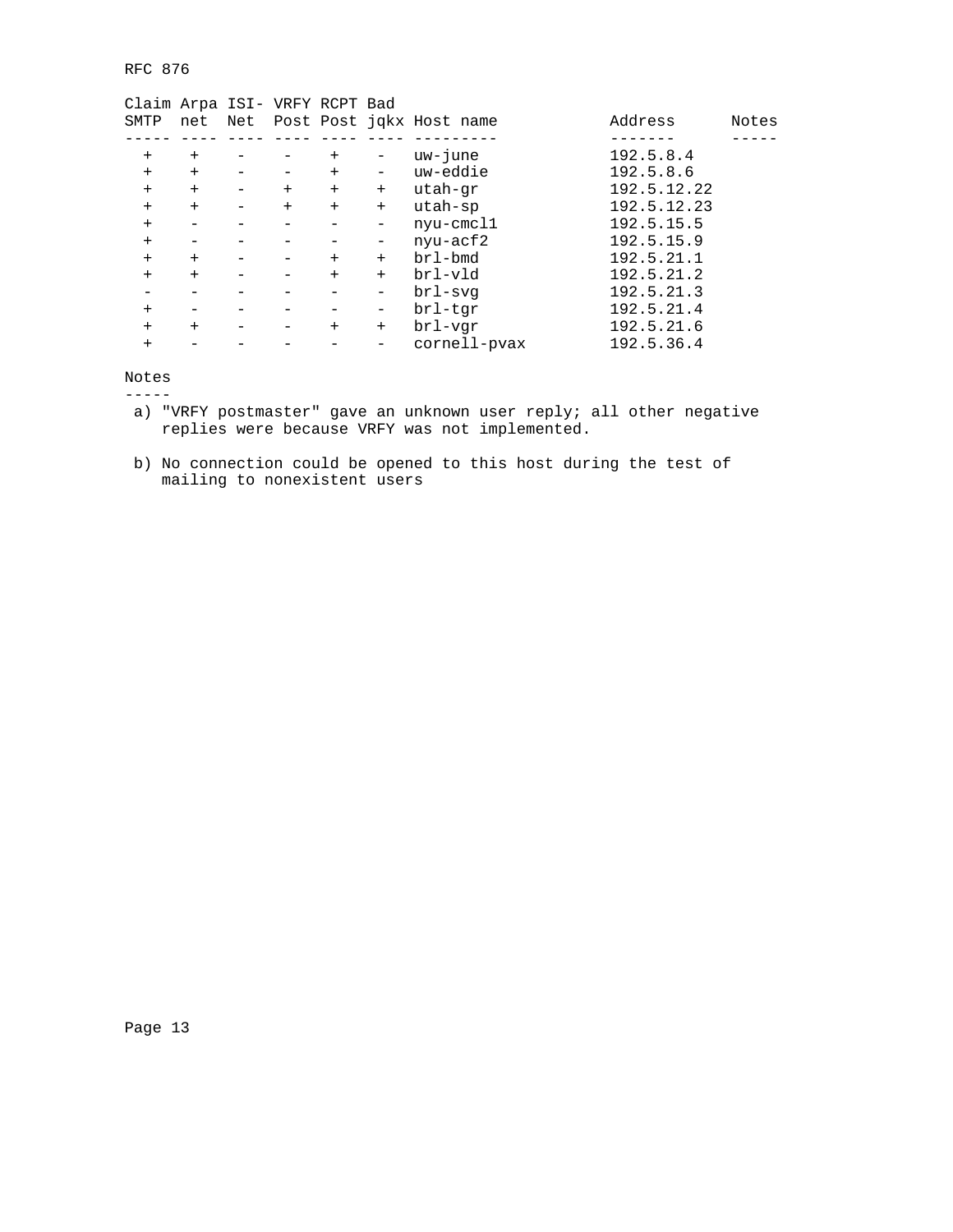| Claim SMTP | Arpa net | ISI-Net | VRFY Post | RCPT Post | Bad jqkx | Host name | Address | Notes |
|---|---|---|---|---|---|---|---|---|
| + | + | - | - | + | - | uw-june | 192.5.8.4 | |
| + | + | - | - | + | - | uw-eddie | 192.5.8.6 | |
| + | + | - | + | + | + | utah-gr | 192.5.12.22 | |
| + | + | - | + | + | + | utah-sp | 192.5.12.23 | |
| + | - | - | - | - | - | nyu-cmcl1 | 192.5.15.5 | |
| + | - | - | - | - | - | nyu-acf2 | 192.5.15.9 | |
| + | + | - | - | + | + | brl-bmd | 192.5.21.1 | |
| + | + | - | - | + | + | brl-vld | 192.5.21.2 | |
| - | - | - | - | - | - | brl-svg | 192.5.21.3 | |
| + | - | - | - | - | - | brl-tgr | 192.5.21.4 | |
| + | + | - | - | + | + | brl-vgr | 192.5.21.6 | |
| + | - | - | - | - | - | cornell-pvax | 192.5.36.4 | |

Notes

a) "VRFY postmaster" gave an unknown user reply; all other negative replies were because VRFY was not implemented.

b) No connection could be opened to this host during the test of mailing to nonexistent users